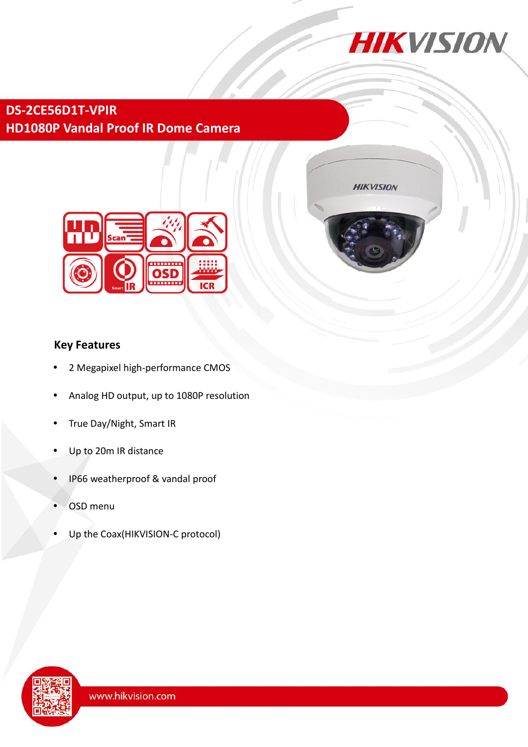# DS-2CE56D1T-VPIR

## HD1080P Vandal Proof IR Dome Camera

### Key Features

- 2 Megapixel high-performance CMOS
- Analog HD output, up to 1080P resolution
- True Day/Night, Smart IR
- Up to 20m IR distance
- IP66 weatherproof & vandal proof
- OSD menu
- Up the Coax(HIKVISION-C protocol)

www.hikvision.com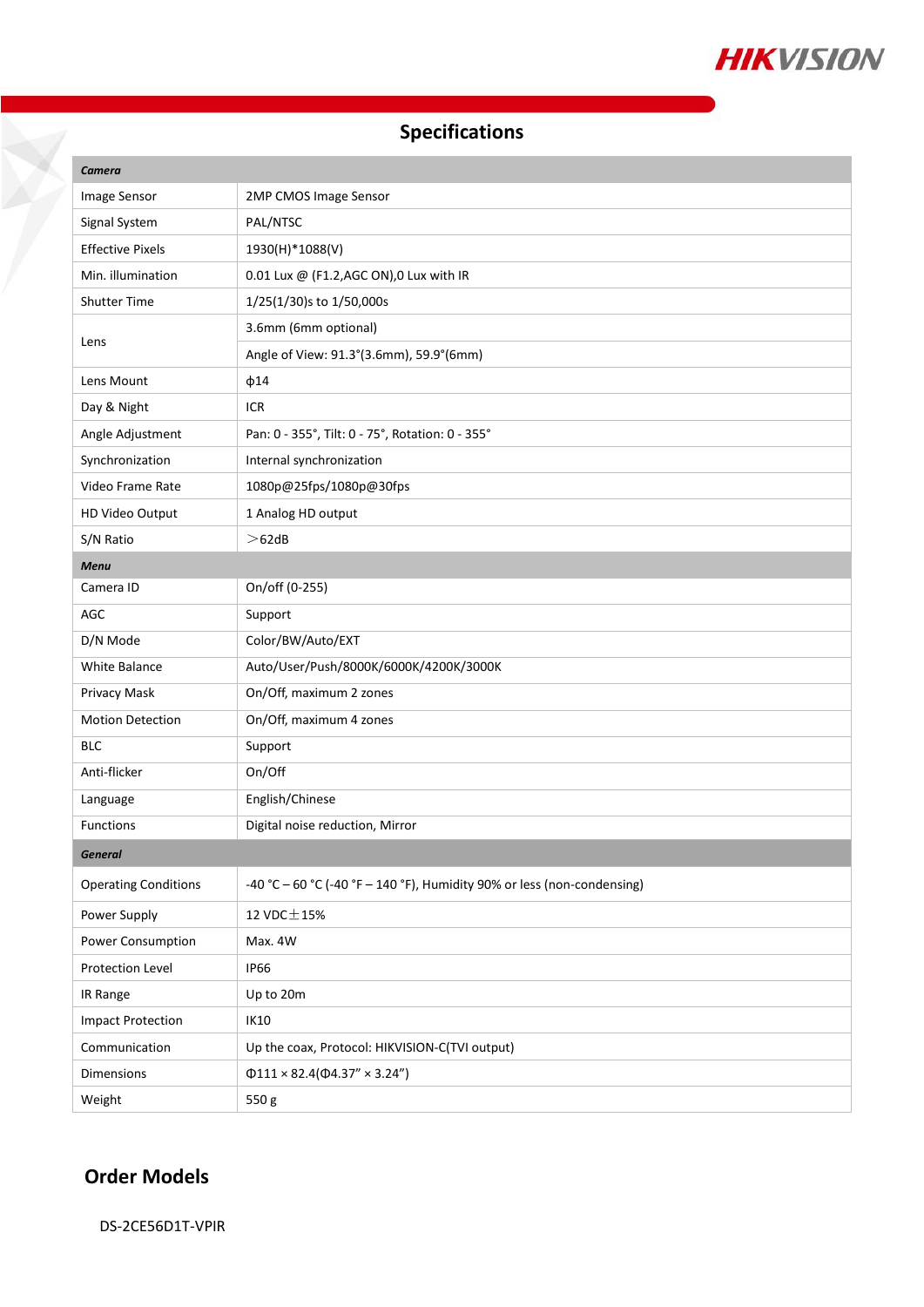## Specifications

| Camera | |
|---|---|
| Image Sensor | 2MP CMOS Image Sensor |
| Signal System | PAL/NTSC |
| Effective Pixels | 1930(H)*1088(V) |
| Min. illumination | 0.01 Lux @ (F1.2,AGC ON),0 Lux with IR |
| Shutter Time | 1/25(1/30)s to 1/50,000s |
| Lens | 3.6mm (6mm optional) |
| | Angle of View: 91.3°(3.6mm), 59.9°(6mm) |
| Lens Mount | ф14 |
| Day & Night | ICR |
| Angle Adjustment | Pan: 0 - 355°, Tilt: 0 - 75°, Rotation: 0 - 355° |
| Synchronization | Internal synchronization |
| Video Frame Rate | 1080p@25fps/1080p@30fps |
| HD Video Output | 1 Analog HD output |
| S/N Ratio | ＞62dB |
| **Menu** | |
| Camera ID | On/off (0-255) |
| AGC | Support |
| D/N Mode | Color/BW/Auto/EXT |
| White Balance | Auto/User/Push/8000K/6000K/4200K/3000K |
| Privacy Mask | On/Off, maximum 2 zones |
| Motion Detection | On/Off, maximum 4 zones |
| BLC | Support |
| Anti-flicker | On/Off |
| Language | English/Chinese |
| Functions | Digital noise reduction, Mirror |
| **General** | |
| Operating Conditions | -40 °C – 60 °C (-40 °F – 140 °F), Humidity 90% or less (non-condensing) |
| Power Supply | 12 VDC±15% |
| Power Consumption | Max. 4W |
| Protection Level | IP66 |
| IR Range | Up to 20m |
| Impact Protection | IK10 |
| Communication | Up the coax, Protocol: HIKVISION-C(TVI output) |
| Dimensions | Φ111 × 82.4(Φ4.37" × 3.24") |
| Weight | 550 g |

## Order Models

DS-2CE56D1T-VPIR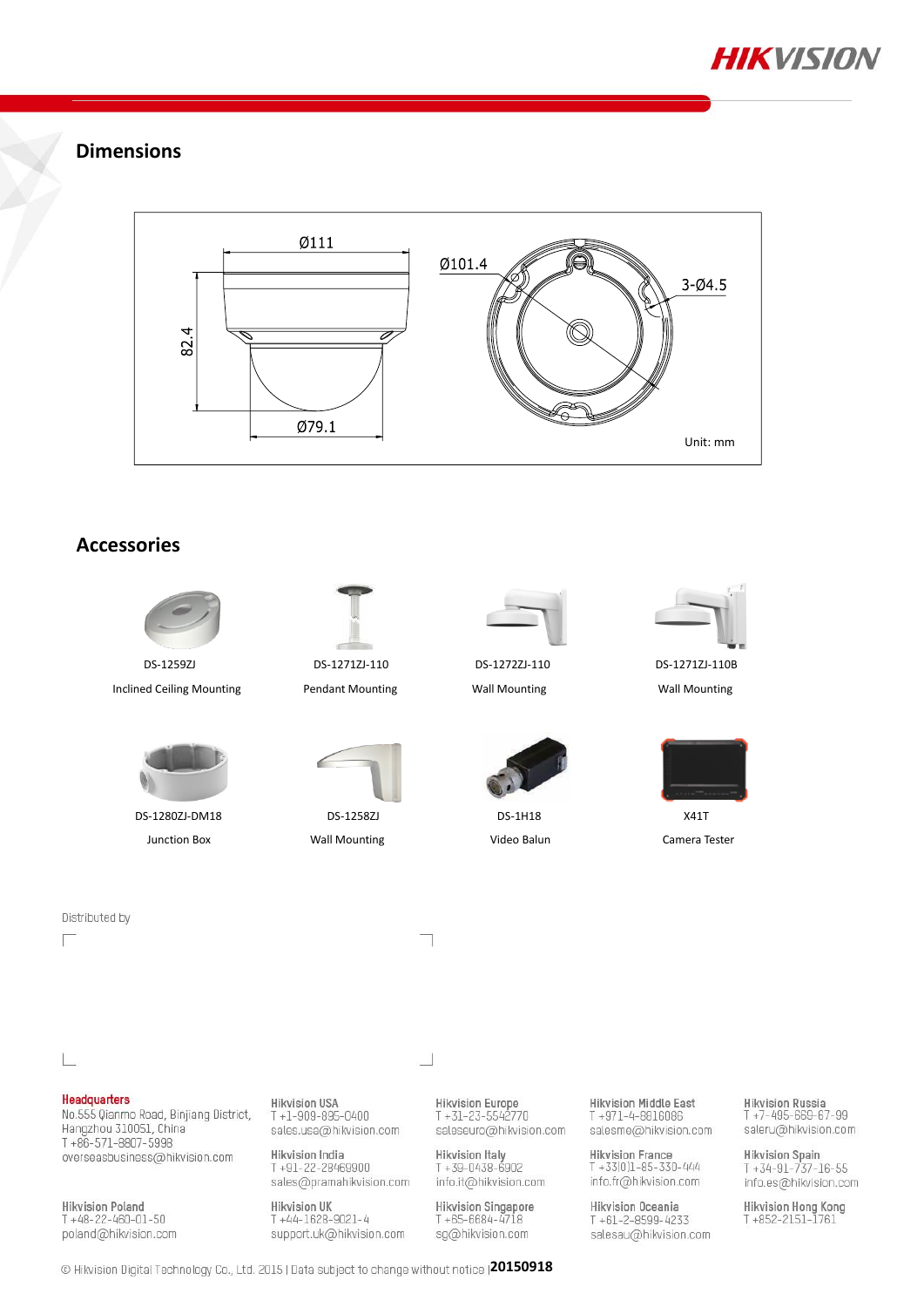## Dimensions

Ø111

Ø101.4

3-Ø4.5

82.4

Ø79.1

Unit: mm

## Accessories

| | | | |
|---|---|---|---|
| DS-1259ZJ<br>Inclined Ceiling Mounting | DS-1271ZJ-110<br>Pendant Mounting | DS-1272ZJ-110<br>Wall Mounting | DS-1271ZJ-110B<br>Wall Mounting |
| DS-1280ZJ-DM18<br>Junction Box | DS-1258ZJ<br>Wall Mounting | DS-1H18<br>Video Balun | X41T<br>Camera Tester |

Distributed by

**Headquarters**
No.555 Qianmo Road, Binjiang District, Hangzhou 310051, China
T +86-571-8807-5998
overseasbusiness@hikvision.com

**Hikvision Poland**
T +48-22-460-01-50
poland@hikvision.com

**Hikvision USA**
T +1-909-895-0400
sales.usa@hikvision.com

**Hikvision India**
T +91-22-28469900
sales@pramahikvision.com

**Hikvision UK**
T +44-1628-9021-4
support.uk@hikvision.com

**Hikvision Europe**
T +31-23-5542770
saleseuro@hikvision.com

**Hikvision Italy**
T +39-0438-6902
info.it@hikvision.com

**Hikvision Singapore**
T +65-6684-4718
sg@hikvision.com

**Hikvision Middle East**
T +971-4-8816086
salesme@hikvision.com

**Hikvision France**
T +33(0)1-85-330-444
info.fr@hikvision.com

**Hikvision Oceania**
T +61-2-8599-4233
salesau@hikvision.com

**Hikvision Russia**
T +7-495-669-67-99
saleru@hikvision.com

**Hikvision Spain**
T +34-91-737-16-55
info.es@hikvision.com

**Hikvision Hong Kong**
T +852-2151-1761

© Hikvision Digital Technology Co., Ltd. 2015 | Data subject to change without notice |**20150918**